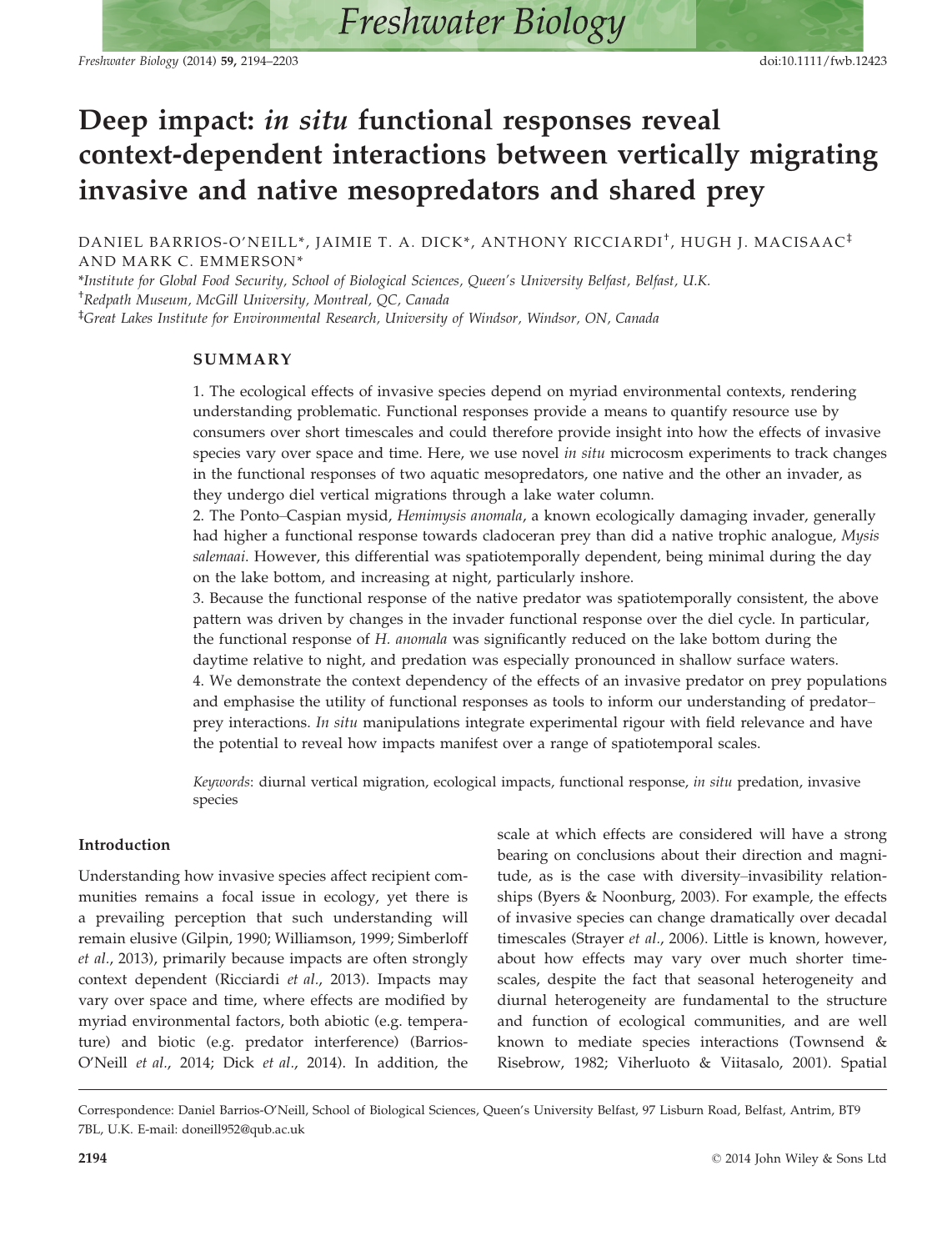# Deep impact: *in situ* functional responses reveal context-dependent interactions between vertically migrating invasive and native mesopredators and shared prey

DANIEL BARRIOS-O'NEILL*, JAIMIE T. A. DICK*, ANTHONY RICCIARDI[†], HUGH J. MACISAAC[‡] AND MARK C. EMMERSON*

*Institute for Global Food Security, School of Biological Sciences, Queen's University Belfast, Belfast, U.K.

[†]Redpath Museum, McGill University, Montreal, QC, Canada

[‡]Great Lakes Institute for Environmental Research, University of Windsor, Windsor, ON, Canada

## SUMMARY

1. The ecological effects of invasive species depend on myriad environmental contexts, rendering understanding problematic. Functional responses provide a means to quantify resource use by consumers over short timescales and could therefore provide insight into how the effects of invasive species vary over space and time. Here, we use novel *in situ* microcosm experiments to track changes in the functional responses of two aquatic mesopredators, one native and the other an invader, as they undergo diel vertical migrations through a lake water column.
2. The Ponto–Caspian mysid, *Hemimysis anomala*, a known ecologically damaging invader, generally had higher a functional response towards cladoceran prey than did a native trophic analogue, *Mysis salemaai*. However, this differential was spatiotemporally dependent, being minimal during the day on the lake bottom, and increasing at night, particularly inshore.
3. Because the functional response of the native predator was spatiotemporally consistent, the above pattern was driven by changes in the invader functional response over the diel cycle. In particular, the functional response of *H. anomala* was significantly reduced on the lake bottom during the daytime relative to night, and predation was especially pronounced in shallow surface waters.
4. We demonstrate the context dependency of the effects of an invasive predator on prey populations and emphasise the utility of functional responses as tools to inform our understanding of predator–prey interactions. *In situ* manipulations integrate experimental rigour with field relevance and have the potential to reveal how impacts manifest over a range of spatiotemporal scales.

*Keywords*: diurnal vertical migration, ecological impacts, functional response, *in situ* predation, invasive species

## Introduction

Understanding how invasive species affect recipient communities remains a focal issue in ecology, yet there is a prevailing perception that such understanding will remain elusive (Gilpin, 1990; Williamson, 1999; Simberloff *et al*., 2013), primarily because impacts are often strongly context dependent (Ricciardi *et al*., 2013). Impacts may vary over space and time, where effects are modified by myriad environmental factors, both abiotic (e.g. temperature) and biotic (e.g. predator interference) (Barrios-O'Neill *et al*., 2014; Dick *et al*., 2014). In addition, the scale at which effects are considered will have a strong bearing on conclusions about their direction and magnitude, as is the case with diversity–invasibility relationships (Byers & Noonburg, 2003). For example, the effects of invasive species can change dramatically over decadal timescales (Strayer *et al*., 2006). Little is known, however, about how effects may vary over much shorter timescales, despite the fact that seasonal heterogeneity and diurnal heterogeneity are fundamental to the structure and function of ecological communities, and are well known to mediate species interactions (Townsend & Risebrow, 1982; Viherluoto & Viitasalo, 2001). Spatial

Correspondence: Daniel Barrios-O'Neill, School of Biological Sciences, Queen's University Belfast, 97 Lisburn Road, Belfast, Antrim, BT9 7BL, U.K. E-mail: doneill952@qub.ac.uk

© 2014 John Wiley & Sons Ltd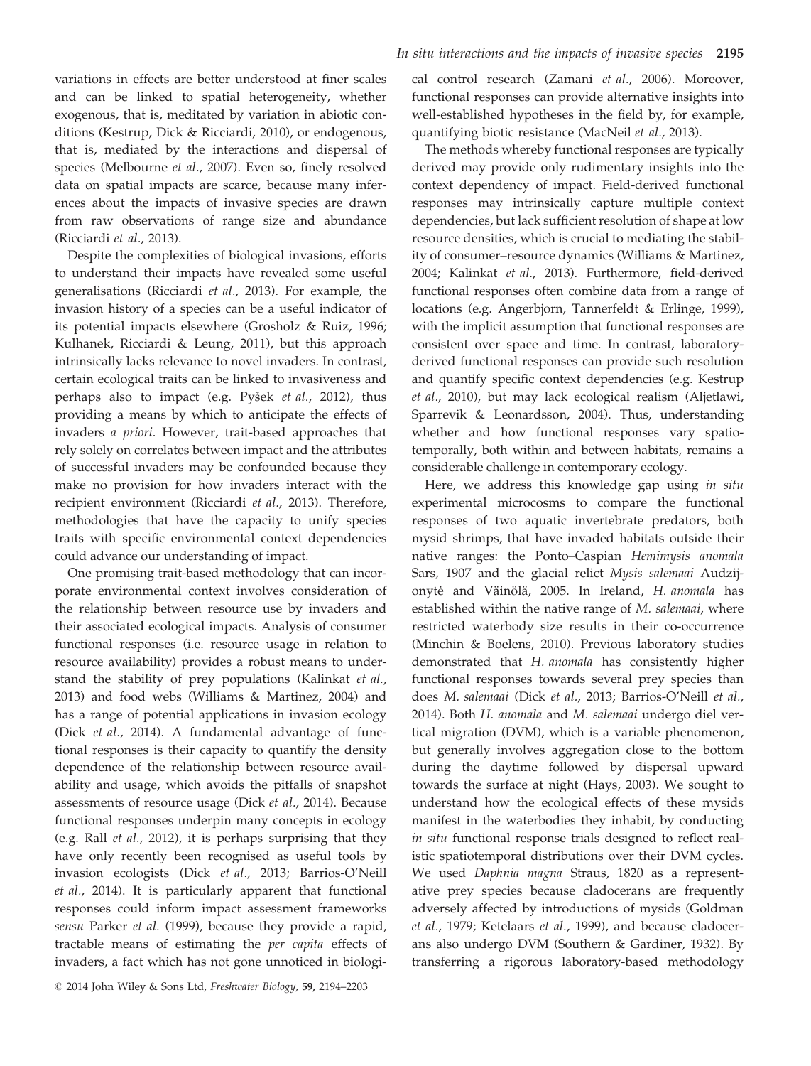variations in effects are better understood at finer scales and can be linked to spatial heterogeneity, whether exogenous, that is, meditated by variation in abiotic conditions (Kestrup, Dick & Ricciardi, 2010), or endogenous, that is, mediated by the interactions and dispersal of species (Melbourne *et al*., 2007). Even so, finely resolved data on spatial impacts are scarce, because many inferences about the impacts of invasive species are drawn from raw observations of range size and abundance (Ricciardi *et al*., 2013).

Despite the complexities of biological invasions, efforts to understand their impacts have revealed some useful generalisations (Ricciardi *et al*., 2013). For example, the invasion history of a species can be a useful indicator of its potential impacts elsewhere (Grosholz & Ruiz, 1996; Kulhanek, Ricciardi & Leung, 2011), but this approach intrinsically lacks relevance to novel invaders. In contrast, certain ecological traits can be linked to invasiveness and perhaps also to impact (e.g. Pyšek *et al*., 2012), thus providing a means by which to anticipate the effects of invaders *a priori*. However, trait-based approaches that rely solely on correlates between impact and the attributes of successful invaders may be confounded because they make no provision for how invaders interact with the recipient environment (Ricciardi *et al*., 2013). Therefore, methodologies that have the capacity to unify species traits with specific environmental context dependencies could advance our understanding of impact.

One promising trait-based methodology that can incorporate environmental context involves consideration of the relationship between resource use by invaders and their associated ecological impacts. Analysis of consumer functional responses (i.e. resource usage in relation to resource availability) provides a robust means to understand the stability of prey populations (Kalinkat *et al*., 2013) and food webs (Williams & Martinez, 2004) and has a range of potential applications in invasion ecology (Dick *et al*., 2014). A fundamental advantage of functional responses is their capacity to quantify the density dependence of the relationship between resource availability and usage, which avoids the pitfalls of snapshot assessments of resource usage (Dick *et al*., 2014). Because functional responses underpin many concepts in ecology (e.g. Rall *et al*., 2012), it is perhaps surprising that they have only recently been recognised as useful tools by invasion ecologists (Dick *et al*., 2013; Barrios-O'Neill *et al*., 2014). It is particularly apparent that functional responses could inform impact assessment frameworks *sensu* Parker *et al*. (1999), because they provide a rapid, tractable means of estimating the *per capita* effects of invaders, a fact which has not gone unnoticed in biological control research (Zamani *et al*., 2006). Moreover, functional responses can provide alternative insights into well-established hypotheses in the field by, for example, quantifying biotic resistance (MacNeil *et al*., 2013).

The methods whereby functional responses are typically derived may provide only rudimentary insights into the context dependency of impact. Field-derived functional responses may intrinsically capture multiple context dependencies, but lack sufficient resolution of shape at low resource densities, which is crucial to mediating the stability of consumer–resource dynamics (Williams & Martinez, 2004; Kalinkat *et al*., 2013). Furthermore, field-derived functional responses often combine data from a range of locations (e.g. Angerbjorn, Tannerfeldt & Erlinge, 1999), with the implicit assumption that functional responses are consistent over space and time. In contrast, laboratory-derived functional responses can provide such resolution and quantify specific context dependencies (e.g. Kestrup *et al*., 2010), but may lack ecological realism (Aljetlawi, Sparrevik & Leonardsson, 2004). Thus, understanding whether and how functional responses vary spatiotemporally, both within and between habitats, remains a considerable challenge in contemporary ecology.

Here, we address this knowledge gap using *in situ* experimental microcosms to compare the functional responses of two aquatic invertebrate predators, both mysid shrimps, that have invaded habitats outside their native ranges: the Ponto–Caspian *Hemimysis anomala* Sars, 1907 and the glacial relict *Mysis salemaai* Audzijonytė and Väinölä, 2005. In Ireland, *H. anomala* has established within the native range of *M. salemaai*, where restricted waterbody size results in their co-occurrence (Minchin & Boelens, 2010). Previous laboratory studies demonstrated that *H. anomala* has consistently higher functional responses towards several prey species than does *M. salemaai* (Dick *et al*., 2013; Barrios-O'Neill *et al*., 2014). Both *H. anomala* and *M. salemaai* undergo diel vertical migration (DVM), which is a variable phenomenon, but generally involves aggregation close to the bottom during the daytime followed by dispersal upward towards the surface at night (Hays, 2003). We sought to understand how the ecological effects of these mysids manifest in the waterbodies they inhabit, by conducting *in situ* functional response trials designed to reflect realistic spatiotemporal distributions over their DVM cycles. We used *Daphnia magna* Straus, 1820 as a representative prey species because cladocerans are frequently adversely affected by introductions of mysids (Goldman *et al*., 1979; Ketelaars *et al*., 1999), and because cladocerans also undergo DVM (Southern & Gardiner, 1932). By transferring a rigorous laboratory-based methodology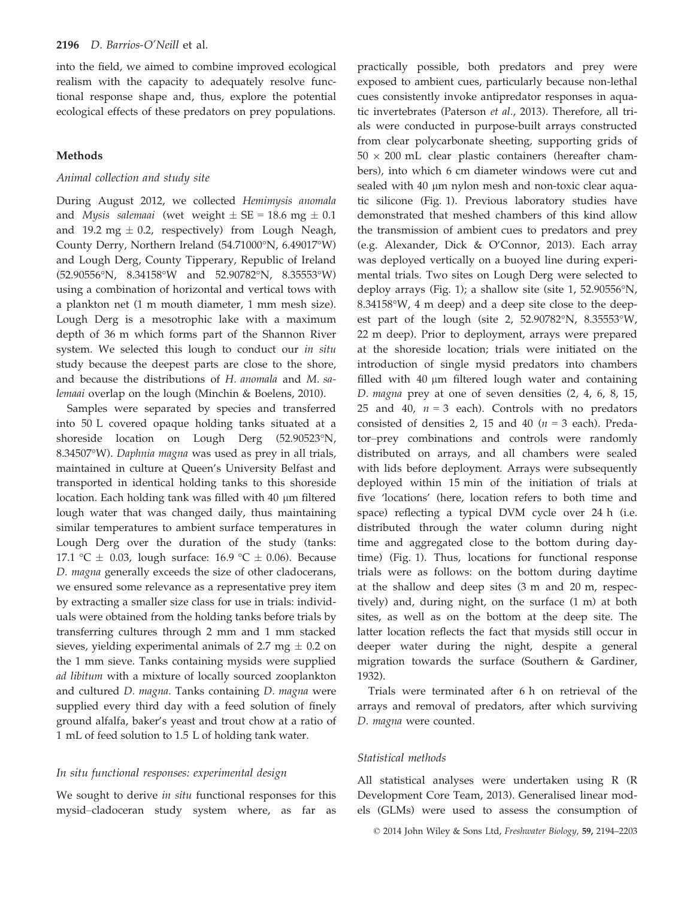into the field, we aimed to combine improved ecological realism with the capacity to adequately resolve functional response shape and, thus, explore the potential ecological effects of these predators on prey populations.

## Methods

### Animal collection and study site

During August 2012, we collected *Hemimysis anomala* and *Mysis salemaai* (wet weight ± SE = 18.6 mg ± 0.1 and 19.2 mg ± 0.2, respectively) from Lough Neagh, County Derry, Northern Ireland (54.71000°N, 6.49017°W) and Lough Derg, County Tipperary, Republic of Ireland (52.90556°N, 8.34158°W and 52.90782°N, 8.35553°W) using a combination of horizontal and vertical tows with a plankton net (1 m mouth diameter, 1 mm mesh size). Lough Derg is a mesotrophic lake with a maximum depth of 36 m which forms part of the Shannon River system. We selected this lough to conduct our *in situ* study because the deepest parts are close to the shore, and because the distributions of *H. anomala* and *M. salemaai* overlap on the lough (Minchin & Boelens, 2010).

Samples were separated by species and transferred into 50 L covered opaque holding tanks situated at a shoreside location on Lough Derg (52.90523°N, 8.34507°W). *Daphnia magna* was used as prey in all trials, maintained in culture at Queen's University Belfast and transported in identical holding tanks to this shoreside location. Each holding tank was filled with 40 μm filtered lough water that was changed daily, thus maintaining similar temperatures to ambient surface temperatures in Lough Derg over the duration of the study (tanks: 17.1 °C ± 0.03, lough surface: 16.9 °C ± 0.06). Because *D. magna* generally exceeds the size of other cladocerans, we ensured some relevance as a representative prey item by extracting a smaller size class for use in trials: individuals were obtained from the holding tanks before trials by transferring cultures through 2 mm and 1 mm stacked sieves, yielding experimental animals of 2.7 mg ± 0.2 on the 1 mm sieve. Tanks containing mysids were supplied *ad libitum* with a mixture of locally sourced zooplankton and cultured *D. magna*. Tanks containing *D. magna* were supplied every third day with a feed solution of finely ground alfalfa, baker's yeast and trout chow at a ratio of 1 mL of feed solution to 1.5 L of holding tank water.

### In situ functional responses: experimental design

We sought to derive *in situ* functional responses for this mysid–cladoceran study system where, as far as practically possible, both predators and prey were exposed to ambient cues, particularly because non-lethal cues consistently invoke antipredator responses in aquatic invertebrates (Paterson *et al.*, 2013). Therefore, all trials were conducted in purpose-built arrays constructed from clear polycarbonate sheeting, supporting grids of 50 × 200 mL clear plastic containers (hereafter chambers), into which 6 cm diameter windows were cut and sealed with 40 μm nylon mesh and non-toxic clear aquatic silicone (Fig. 1). Previous laboratory studies have demonstrated that meshed chambers of this kind allow the transmission of ambient cues to predators and prey (e.g. Alexander, Dick & O'Connor, 2013). Each array was deployed vertically on a buoyed line during experimental trials. Two sites on Lough Derg were selected to deploy arrays (Fig. 1); a shallow site (site 1, 52.90556°N, 8.34158°W, 4 m deep) and a deep site close to the deepest part of the lough (site 2, 52.90782°N, 8.35553°W, 22 m deep). Prior to deployment, arrays were prepared at the shoreside location; trials were initiated on the introduction of single mysid predators into chambers filled with 40 μm filtered lough water and containing *D. magna* prey at one of seven densities (2, 4, 6, 8, 15, 25 and 40, $n = 3$ each). Controls with no predators consisted of densities 2, 15 and 40 ($n = 3$ each). Predator–prey combinations and controls were randomly distributed on arrays, and all chambers were sealed with lids before deployment. Arrays were subsequently deployed within 15 min of the initiation of trials at five 'locations' (here, location refers to both time and space) reflecting a typical DVM cycle over 24 h (i.e. distributed through the water column during night time and aggregated close to the bottom during daytime) (Fig. 1). Thus, locations for functional response trials were as follows: on the bottom during daytime at the shallow and deep sites (3 m and 20 m, respectively) and, during night, on the surface (1 m) at both sites, as well as on the bottom at the deep site. The latter location reflects the fact that mysids still occur in deeper water during the night, despite a general migration towards the surface (Southern & Gardiner, 1932).

Trials were terminated after 6 h on retrieval of the arrays and removal of predators, after which surviving *D. magna* were counted.

### Statistical methods

All statistical analyses were undertaken using R (R Development Core Team, 2013). Generalised linear models (GLMs) were used to assess the consumption of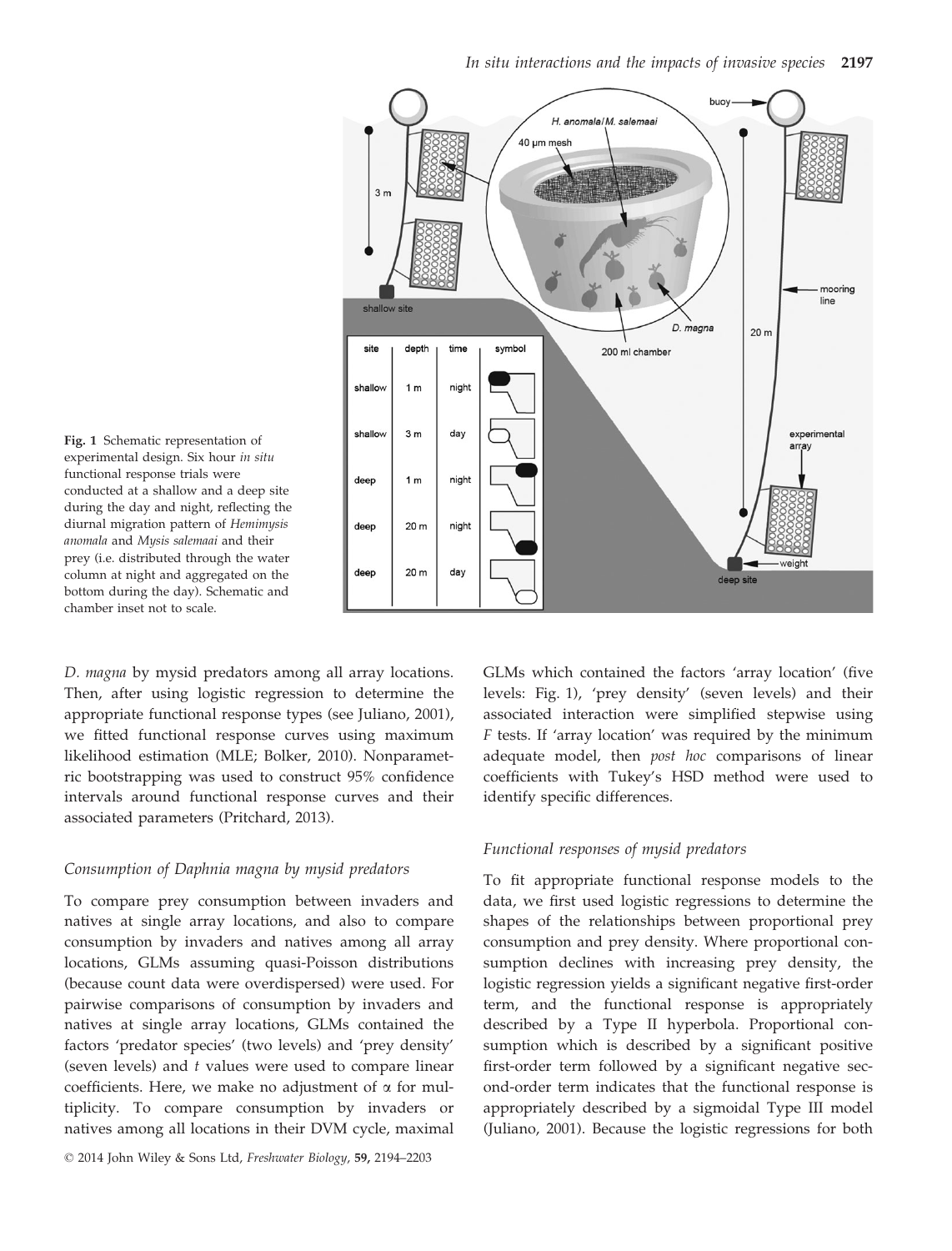Fig. 1 Schematic representation of experimental design. Six hour *in situ* functional response trials were conducted at a shallow and a deep site during the day and night, reflecting the diurnal migration pattern of *Hemimysis anomala* and *Mysis salemaai* and their prey (i.e. distributed through the water column at night and aggregated on the bottom during the day). Schematic and chamber inset not to scale.

*D. magna* by mysid predators among all array locations. Then, after using logistic regression to determine the appropriate functional response types (see Juliano, 2001), we fitted functional response curves using maximum likelihood estimation (MLE; Bolker, 2010). Nonparametric bootstrapping was used to construct 95% confidence intervals around functional response curves and their associated parameters (Pritchard, 2013).

### Consumption of *Daphnia magna* by mysid predators

To compare prey consumption between invaders and natives at single array locations, and also to compare consumption by invaders and natives among all array locations, GLMs assuming quasi-Poisson distributions (because count data were overdispersed) were used. For pairwise comparisons of consumption by invaders and natives at single array locations, GLMs contained the factors 'predator species' (two levels) and 'prey density' (seven levels) and $t$ values were used to compare linear coefficients. Here, we make no adjustment of $\alpha$ for multiplicity. To compare consumption by invaders or natives among all locations in their DVM cycle, maximal GLMs which contained the factors 'array location' (five levels: Fig. 1), 'prey density' (seven levels) and their associated interaction were simplified stepwise using $F$ tests. If 'array location' was required by the minimum adequate model, then *post hoc* comparisons of linear coefficients with Tukey's HSD method were used to identify specific differences.

### Functional responses of mysid predators

To fit appropriate functional response models to the data, we first used logistic regressions to determine the shapes of the relationships between proportional prey consumption and prey density. Where proportional consumption declines with increasing prey density, the logistic regression yields a significant negative first-order term, and the functional response is appropriately described by a Type II hyperbola. Proportional consumption which is described by a significant positive first-order term followed by a significant negative second-order term indicates that the functional response is appropriately described by a sigmoidal Type III model (Juliano, 2001). Because the logistic regressions for both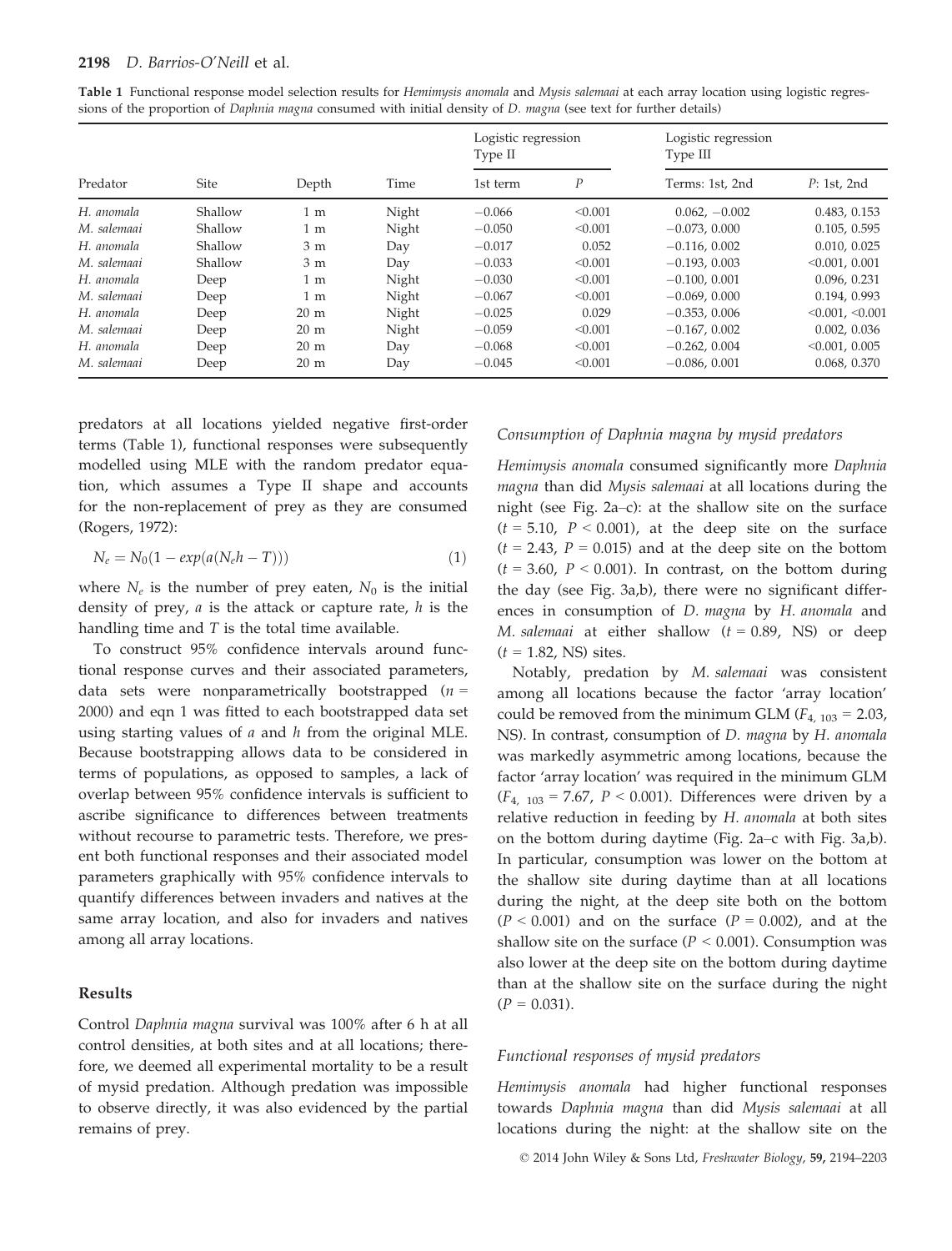**Table 1** Functional response model selection results for *Hemimysis anomala* and *Mysis salemaai* at each array location using logistic regressions of the proportion of *Daphnia magna* consumed with initial density of *D. magna* (see text for further details)

| Predator | Site | Depth | Time | Logistic regression Type II | | Logistic regression Type III | |
|---|---|---|---|---|---|---|---|
| | | | | 1st term | *P* | Terms: 1st, 2nd | *P*: 1st, 2nd |
| *H. anomala* | Shallow | 1 m | Night | −0.066 | <0.001 | 0.062, −0.002 | 0.483, 0.153 |
| *M. salemaai* | Shallow | 1 m | Night | −0.050 | <0.001 | −0.073, 0.000 | 0.105, 0.595 |
| *H. anomala* | Shallow | 3 m | Day | −0.017 | 0.052 | −0.116, 0.002 | 0.010, 0.025 |
| *M. salemaai* | Shallow | 3 m | Day | −0.033 | <0.001 | −0.193, 0.003 | <0.001, 0.001 |
| *H. anomala* | Deep | 1 m | Night | −0.030 | <0.001 | −0.100, 0.001 | 0.096, 0.231 |
| *M. salemaai* | Deep | 1 m | Night | −0.067 | <0.001 | −0.069, 0.000 | 0.194, 0.993 |
| *H. anomala* | Deep | 20 m | Night | −0.025 | 0.029 | −0.353, 0.006 | <0.001, <0.001 |
| *M. salemaai* | Deep | 20 m | Night | −0.059 | <0.001 | −0.167, 0.002 | 0.002, 0.036 |
| *H. anomala* | Deep | 20 m | Day | −0.068 | <0.001 | −0.262, 0.004 | <0.001, 0.005 |
| *M. salemaai* | Deep | 20 m | Day | −0.045 | <0.001 | −0.086, 0.001 | 0.068, 0.370 |

predators at all locations yielded negative first-order terms (Table 1), functional responses were subsequently modelled using MLE with the random predator equation, which assumes a Type II shape and accounts for the non-replacement of prey as they are consumed (Rogers, 1972):

$$N_e = N_0(1 - exp(a(N_e h - T))) \quad (1)$$

where $N_e$ is the number of prey eaten, $N_0$ is the initial density of prey, $a$ is the attack or capture rate, $h$ is the handling time and $T$ is the total time available.

To construct 95% confidence intervals around functional response curves and their associated parameters, data sets were nonparametrically bootstrapped ($n$ = 2000) and eqn 1 was fitted to each bootstrapped data set using starting values of $a$ and $h$ from the original MLE. Because bootstrapping allows data to be considered in terms of populations, as opposed to samples, a lack of overlap between 95% confidence intervals is sufficient to ascribe significance to differences between treatments without recourse to parametric tests. Therefore, we present both functional responses and their associated model parameters graphically with 95% confidence intervals to quantify differences between invaders and natives at the same array location, and also for invaders and natives among all array locations.

## Results

Control *Daphnia magna* survival was 100% after 6 h at all control densities, at both sites and at all locations; therefore, we deemed all experimental mortality to be a result of mysid predation. Although predation was impossible to observe directly, it was also evidenced by the partial remains of prey.

### *Consumption of Daphnia magna by mysid predators*

*Hemimysis anomala* consumed significantly more *Daphnia magna* than did *Mysis salemaai* at all locations during the night (see Fig. 2a–c): at the shallow site on the surface ($t$ = 5.10, $P$ < 0.001), at the deep site on the surface ($t$ = 2.43, $P$ = 0.015) and at the deep site on the bottom ($t$ = 3.60, $P$ < 0.001). In contrast, on the bottom during the day (see Fig. 3a,b), there were no significant differences in consumption of *D. magna* by *H. anomala* and *M. salemaai* at either shallow ($t$ = 0.89, NS) or deep ($t$ = 1.82, NS) sites.

Notably, predation by *M. salemaai* was consistent among all locations because the factor 'array location' could be removed from the minimum GLM ($F_{4,\ 103}$ = 2.03, NS). In contrast, consumption of *D. magna* by *H. anomala* was markedly asymmetric among locations, because the factor 'array location' was required in the minimum GLM ($F_{4,\ 103}$ = 7.67, $P$ < 0.001). Differences were driven by a relative reduction in feeding by *H. anomala* at both sites on the bottom during daytime (Fig. 2a–c with Fig. 3a,b). In particular, consumption was lower on the bottom at the shallow site during daytime than at all locations during the night, at the deep site both on the bottom ($P$ < 0.001) and on the surface ($P$ = 0.002), and at the shallow site on the surface ($P$ < 0.001). Consumption was also lower at the deep site on the bottom during daytime than at the shallow site on the surface during the night ($P$ = 0.031).

### *Functional responses of mysid predators*

*Hemimysis anomala* had higher functional responses towards *Daphnia magna* than did *Mysis salemaai* at all locations during the night: at the shallow site on the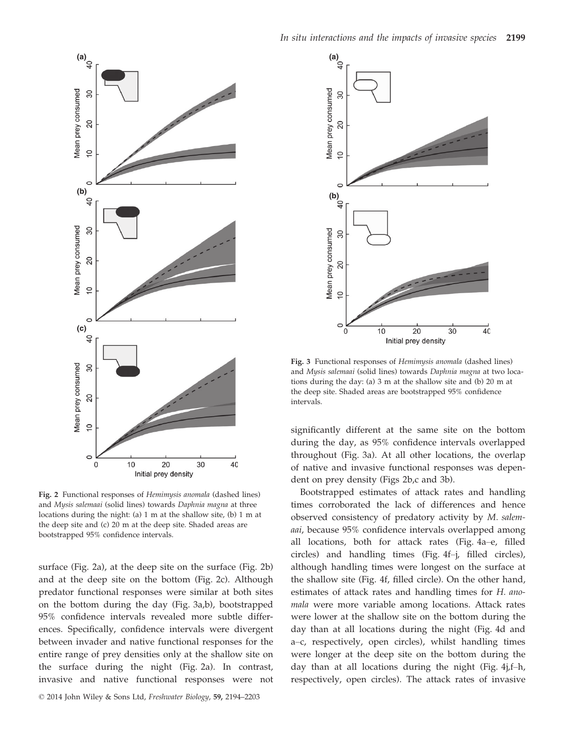Fig. 2 Functional responses of *Hemimysis anomala* (dashed lines) and *Mysis salemaai* (solid lines) towards *Daphnia magna* at three locations during the night: (a) 1 m at the shallow site, (b) 1 m at the deep site and (c) 20 m at the deep site. Shaded areas are bootstrapped 95% confidence intervals.

surface (Fig. 2a), at the deep site on the surface (Fig. 2b) and at the deep site on the bottom (Fig. 2c). Although predator functional responses were similar at both sites on the bottom during the day (Fig. 3a,b), bootstrapped 95% confidence intervals revealed more subtle differences. Specifically, confidence intervals were divergent between invader and native functional responses for the entire range of prey densities only at the shallow site on the surface during the night (Fig. 2a). In contrast, invasive and native functional responses were not significantly different at the same site on the bottom during the day, as 95% confidence intervals overlapped throughout (Fig. 3a). At all other locations, the overlap of native and invasive functional responses was dependent on prey density (Figs 2b,c and 3b).

Fig. 3 Functional responses of *Hemimysis anomala* (dashed lines) and *Mysis salemaai* (solid lines) towards *Daphnia magna* at two locations during the day: (a) 3 m at the shallow site and (b) 20 m at the deep site. Shaded areas are bootstrapped 95% confidence intervals.

Bootstrapped estimates of attack rates and handling times corroborated the lack of differences and hence observed consistency of predatory activity by *M. salemaai*, because 95% confidence intervals overlapped among all locations, both for attack rates (Fig. 4a–e, filled circles) and handling times (Fig. 4f–j, filled circles), although handling times were longest on the surface at the shallow site (Fig. 4f, filled circle). On the other hand, estimates of attack rates and handling times for *H. anomala* were more variable among locations. Attack rates were lower at the shallow site on the bottom during the day than at all locations during the night (Fig. 4d and a–c, respectively, open circles), whilst handling times were longer at the deep site on the bottom during the day than at all locations during the night (Fig. 4j,f–h, respectively, open circles). The attack rates of invasive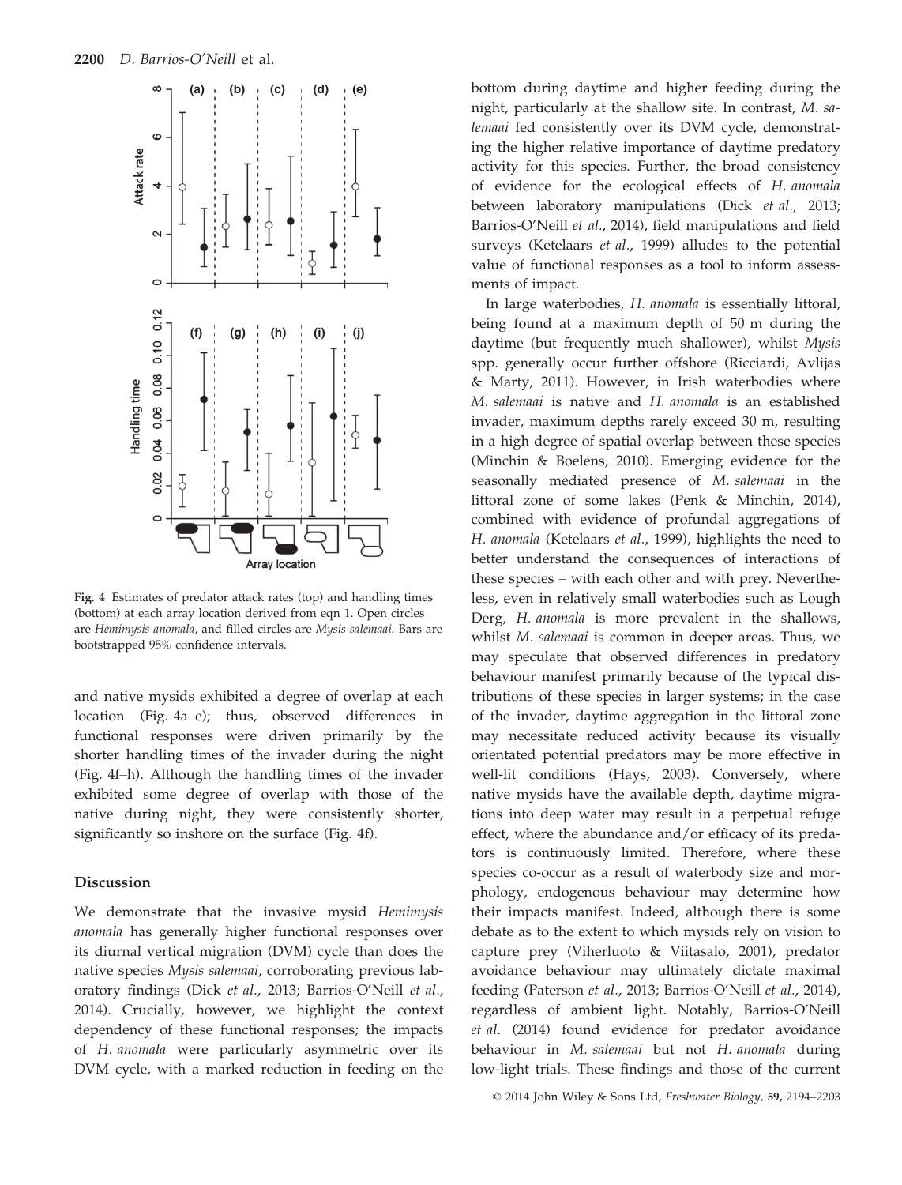Fig. 4 Estimates of predator attack rates (top) and handling times (bottom) at each array location derived from eqn 1. Open circles are *Hemimysis anomala*, and filled circles are *Mysis salemaai*. Bars are bootstrapped 95% confidence intervals.

and native mysids exhibited a degree of overlap at each location (Fig. 4a–e); thus, observed differences in functional responses were driven primarily by the shorter handling times of the invader during the night (Fig. 4f–h). Although the handling times of the invader exhibited some degree of overlap with those of the native during night, they were consistently shorter, significantly so inshore on the surface (Fig. 4f).

## Discussion

We demonstrate that the invasive mysid *Hemimysis anomala* has generally higher functional responses over its diurnal vertical migration (DVM) cycle than does the native species *Mysis salemaai*, corroborating previous laboratory findings (Dick *et al.*, 2013; Barrios-O'Neill *et al.*, 2014). Crucially, however, we highlight the context dependency of these functional responses; the impacts of *H. anomala* were particularly asymmetric over its DVM cycle, with a marked reduction in feeding on the bottom during daytime and higher feeding during the night, particularly at the shallow site. In contrast, *M. salemaai* fed consistently over its DVM cycle, demonstrating the higher relative importance of daytime predatory activity for this species. Further, the broad consistency of evidence for the ecological effects of *H. anomala* between laboratory manipulations (Dick *et al.*, 2013; Barrios-O'Neill *et al.*, 2014), field manipulations and field surveys (Ketelaars *et al.*, 1999) alludes to the potential value of functional responses as a tool to inform assessments of impact.

In large waterbodies, *H. anomala* is essentially littoral, being found at a maximum depth of 50 m during the daytime (but frequently much shallower), whilst *Mysis* spp. generally occur further offshore (Ricciardi, Avlijas & Marty, 2011). However, in Irish waterbodies where *M. salemaai* is native and *H. anomala* is an established invader, maximum depths rarely exceed 30 m, resulting in a high degree of spatial overlap between these species (Minchin & Boelens, 2010). Emerging evidence for the seasonally mediated presence of *M. salemaai* in the littoral zone of some lakes (Penk & Minchin, 2014), combined with evidence of profundal aggregations of *H. anomala* (Ketelaars *et al.*, 1999), highlights the need to better understand the consequences of interactions of these species – with each other and with prey. Nevertheless, even in relatively small waterbodies such as Lough Derg, *H. anomala* is more prevalent in the shallows, whilst *M. salemaai* is common in deeper areas. Thus, we may speculate that observed differences in predatory behaviour manifest primarily because of the typical distributions of these species in larger systems; in the case of the invader, daytime aggregation in the littoral zone may necessitate reduced activity because its visually orientated potential predators may be more effective in well-lit conditions (Hays, 2003). Conversely, where native mysids have the available depth, daytime migrations into deep water may result in a perpetual refuge effect, where the abundance and/or efficacy of its predators is continuously limited. Therefore, where these species co-occur as a result of waterbody size and morphology, endogenous behaviour may determine how their impacts manifest. Indeed, although there is some debate as to the extent to which mysids rely on vision to capture prey (Viherluoto & Viitasalo, 2001), predator avoidance behaviour may ultimately dictate maximal feeding (Paterson *et al.*, 2013; Barrios-O'Neill *et al.*, 2014), regardless of ambient light. Notably, Barrios-O'Neill *et al.* (2014) found evidence for predator avoidance behaviour in *M. salemaai* but not *H. anomala* during low-light trials. These findings and those of the current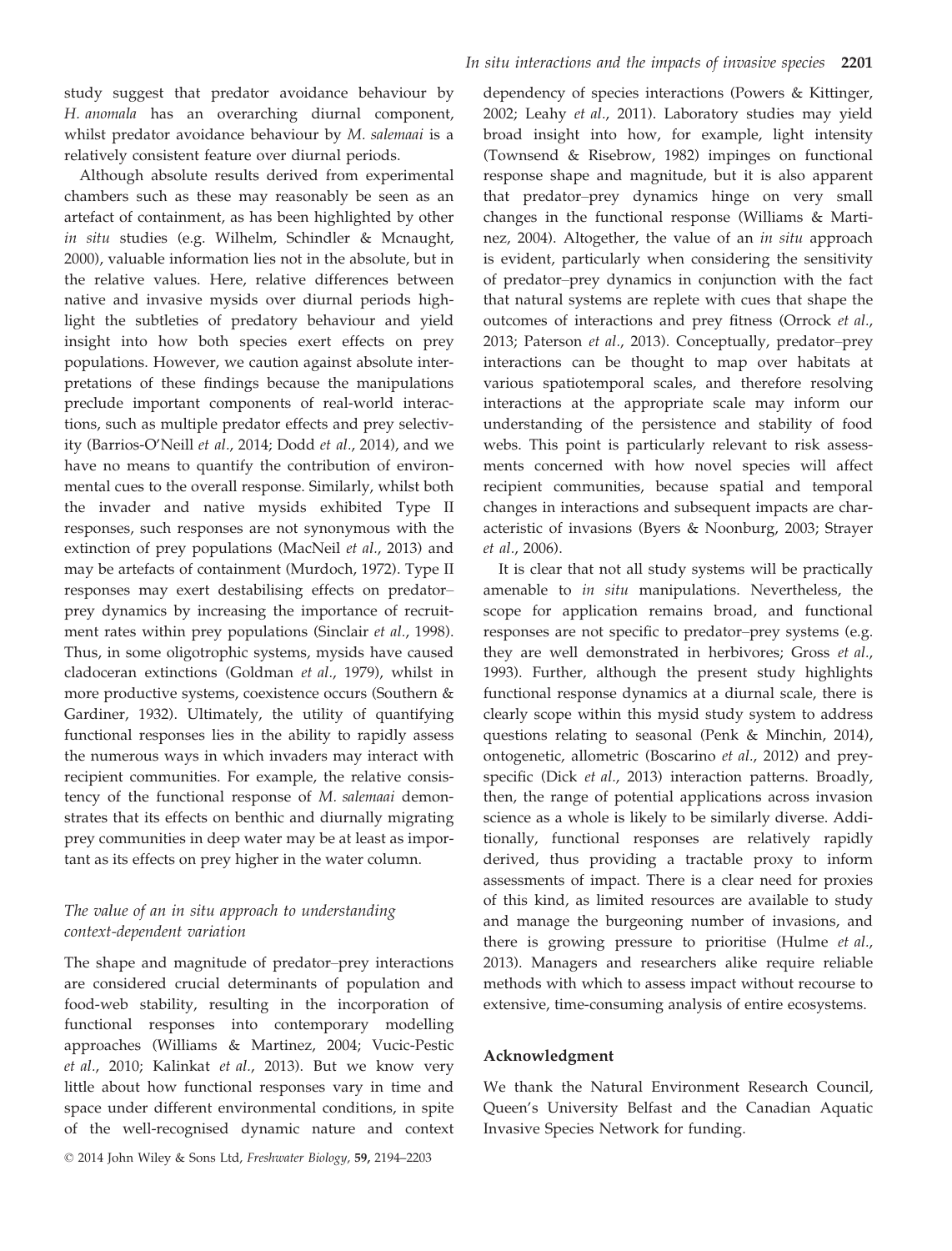study suggest that predator avoidance behaviour by *H. anomala* has an overarching diurnal component, whilst predator avoidance behaviour by *M. salemaai* is a relatively consistent feature over diurnal periods.

Although absolute results derived from experimental chambers such as these may reasonably be seen as an artefact of containment, as has been highlighted by other *in situ* studies (e.g. Wilhelm, Schindler & Mcnaught, 2000), valuable information lies not in the absolute, but in the relative values. Here, relative differences between native and invasive mysids over diurnal periods highlight the subtleties of predatory behaviour and yield insight into how both species exert effects on prey populations. However, we caution against absolute interpretations of these findings because the manipulations preclude important components of real-world interactions, such as multiple predator effects and prey selectivity (Barrios-O'Neill *et al.*, 2014; Dodd *et al.*, 2014), and we have no means to quantify the contribution of environmental cues to the overall response. Similarly, whilst both the invader and native mysids exhibited Type II responses, such responses are not synonymous with the extinction of prey populations (MacNeil *et al.*, 2013) and may be artefacts of containment (Murdoch, 1972). Type II responses may exert destabilising effects on predator–prey dynamics by increasing the importance of recruitment rates within prey populations (Sinclair *et al.*, 1998). Thus, in some oligotrophic systems, mysids have caused cladoceran extinctions (Goldman *et al.*, 1979), whilst in more productive systems, coexistence occurs (Southern & Gardiner, 1932). Ultimately, the utility of quantifying functional responses lies in the ability to rapidly assess the numerous ways in which invaders may interact with recipient communities. For example, the relative consistency of the functional response of *M. salemaai* demonstrates that its effects on benthic and diurnally migrating prey communities in deep water may be at least as important as its effects on prey higher in the water column.

### *The value of an in situ approach to understanding context-dependent variation*

The shape and magnitude of predator–prey interactions are considered crucial determinants of population and food-web stability, resulting in the incorporation of functional responses into contemporary modelling approaches (Williams & Martinez, 2004; Vucic-Pestic *et al.*, 2010; Kalinkat *et al.*, 2013). But we know very little about how functional responses vary in time and space under different environmental conditions, in spite of the well-recognised dynamic nature and context dependency of species interactions (Powers & Kittinger, 2002; Leahy *et al.*, 2011). Laboratory studies may yield broad insight into how, for example, light intensity (Townsend & Risebrow, 1982) impinges on functional response shape and magnitude, but it is also apparent that predator–prey dynamics hinge on very small changes in the functional response (Williams & Martinez, 2004). Altogether, the value of an *in situ* approach is evident, particularly when considering the sensitivity of predator–prey dynamics in conjunction with the fact that natural systems are replete with cues that shape the outcomes of interactions and prey fitness (Orrock *et al.*, 2013; Paterson *et al.*, 2013). Conceptually, predator–prey interactions can be thought to map over habitats at various spatiotemporal scales, and therefore resolving interactions at the appropriate scale may inform our understanding of the persistence and stability of food webs. This point is particularly relevant to risk assessments concerned with how novel species will affect recipient communities, because spatial and temporal changes in interactions and subsequent impacts are characteristic of invasions (Byers & Noonburg, 2003; Strayer *et al.*, 2006).

It is clear that not all study systems will be practically amenable to *in situ* manipulations. Nevertheless, the scope for application remains broad, and functional responses are not specific to predator–prey systems (e.g. they are well demonstrated in herbivores; Gross *et al.*, 1993). Further, although the present study highlights functional response dynamics at a diurnal scale, there is clearly scope within this mysid study system to address questions relating to seasonal (Penk & Minchin, 2014), ontogenetic, allometric (Boscarino *et al.*, 2012) and prey-specific (Dick *et al.*, 2013) interaction patterns. Broadly, then, the range of potential applications across invasion science as a whole is likely to be similarly diverse. Additionally, functional responses are relatively rapidly derived, thus providing a tractable proxy to inform assessments of impact. There is a clear need for proxies of this kind, as limited resources are available to study and manage the burgeoning number of invasions, and there is growing pressure to prioritise (Hulme *et al.*, 2013). Managers and researchers alike require reliable methods with which to assess impact without recourse to extensive, time-consuming analysis of entire ecosystems.

## Acknowledgment

We thank the Natural Environment Research Council, Queen's University Belfast and the Canadian Aquatic Invasive Species Network for funding.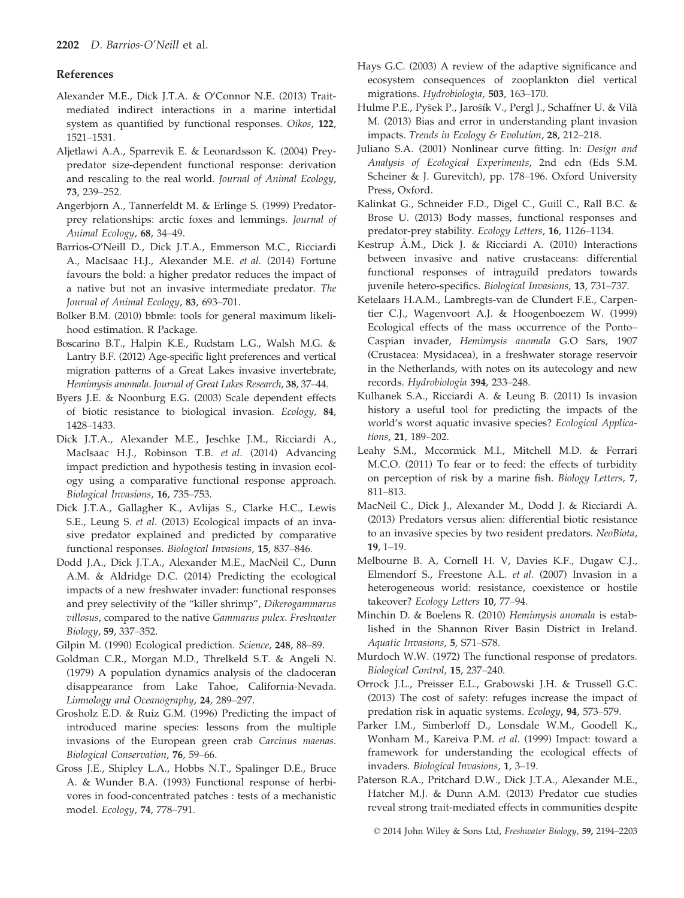## References

Alexander M.E., Dick J.T.A. & O'Connor N.E. (2013) Trait-mediated indirect interactions in a marine intertidal system as quantified by functional responses. *Oikos*, **122**, 1521–1531.

Aljetlawi A.A., Sparrevik E. & Leonardsson K. (2004) Prey-predator size-dependent functional response: derivation and rescaling to the real world. *Journal of Animal Ecology*, **73**, 239–252.

Angerbjorn A., Tannerfeldt M. & Erlinge S. (1999) Predator-prey relationships: arctic foxes and lemmings. *Journal of Animal Ecology*, **68**, 34–49.

Barrios-O'Neill D., Dick J.T.A., Emmerson M.C., Ricciardi A., MacIsaac H.J., Alexander M.E. *et al.* (2014) Fortune favours the bold: a higher predator reduces the impact of a native but not an invasive intermediate predator. *The Journal of Animal Ecology*, **83**, 693–701.

Bolker B.M. (2010) bbmle: tools for general maximum likelihood estimation. R Package.

Boscarino B.T., Halpin K.E., Rudstam L.G., Walsh M.G. & Lantry B.F. (2012) Age-specific light preferences and vertical migration patterns of a Great Lakes invasive invertebrate, *Hemimysis anomala*. *Journal of Great Lakes Research*, **38**, 37–44.

Byers J.E. & Noonburg E.G. (2003) Scale dependent effects of biotic resistance to biological invasion. *Ecology*, **84**, 1428–1433.

Dick J.T.A., Alexander M.E., Jeschke J.M., Ricciardi A., MacIsaac H.J., Robinson T.B. *et al.* (2014) Advancing impact prediction and hypothesis testing in invasion ecology using a comparative functional response approach. *Biological Invasions*, **16**, 735–753.

Dick J.T.A., Gallagher K., Avlijas S., Clarke H.C., Lewis S.E., Leung S. *et al.* (2013) Ecological impacts of an invasive predator explained and predicted by comparative functional responses. *Biological Invasions*, **15**, 837–846.

Dodd J.A., Dick J.T.A., Alexander M.E., MacNeil C., Dunn A.M. & Aldridge D.C. (2014) Predicting the ecological impacts of a new freshwater invader: functional responses and prey selectivity of the "killer shrimp", *Dikerogammarus villosus*, compared to the native *Gammarus pulex*. *Freshwater Biology*, **59**, 337–352.

Gilpin M. (1990) Ecological prediction. *Science*, **248**, 88–89.

Goldman C.R., Morgan M.D., Threlkeld S.T. & Angeli N. (1979) A population dynamics analysis of the cladoceran disappearance from Lake Tahoe, California-Nevada. *Limnology and Oceanography*, **24**, 289–297.

Grosholz E.D. & Ruiz G.M. (1996) Predicting the impact of introduced marine species: lessons from the multiple invasions of the European green crab *Carcinus maenas*. *Biological Conservation*, **76**, 59–66.

Gross J.E., Shipley L.A., Hobbs N.T., Spalinger D.E., Bruce A. & Wunder B.A. (1993) Functional response of herbivores in food-concentrated patches : tests of a mechanistic model. *Ecology*, **74**, 778–791.

Hays G.C. (2003) A review of the adaptive significance and ecosystem consequences of zooplankton diel vertical migrations. *Hydrobiologia*, **503**, 163–170.

Hulme P.E., Pyšek P., Jarošík V., Pergl J., Schaffner U. & Vilà M. (2013) Bias and error in understanding plant invasion impacts. *Trends in Ecology & Evolution*, **28**, 212–218.

Juliano S.A. (2001) Nonlinear curve fitting. In: *Design and Analysis of Ecological Experiments*, 2nd edn (Eds S.M. Scheiner & J. Gurevitch), pp. 178–196. Oxford University Press, Oxford.

Kalinkat G., Schneider F.D., Digel C., Guill C., Rall B.C. & Brose U. (2013) Body masses, functional responses and predator-prey stability. *Ecology Letters*, **16**, 1126–1134.

Kestrup Å.M., Dick J. & Ricciardi A. (2010) Interactions between invasive and native crustaceans: differential functional responses of intraguild predators towards juvenile hetero-specifics. *Biological Invasions*, **13**, 731–737.

Ketelaars H.A.M., Lambregts-van de Clundert F.E., Carpentier C.J., Wagenvoort A.J. & Hoogenboezem W. (1999) Ecological effects of the mass occurrence of the Ponto–Caspian invader, *Hemimysis anomala* G.O Sars, 1907 (Crustacea: Mysidacea), in a freshwater storage reservoir in the Netherlands, with notes on its autecology and new records. *Hydrobiologia* **394**, 233–248.

Kulhanek S.A., Ricciardi A. & Leung B. (2011) Is invasion history a useful tool for predicting the impacts of the world's worst aquatic invasive species? *Ecological Applications*, **21**, 189–202.

Leahy S.M., Mccormick M.I., Mitchell M.D. & Ferrari M.C.O. (2011) To fear or to feed: the effects of turbidity on perception of risk by a marine fish. *Biology Letters*, **7**, 811–813.

MacNeil C., Dick J., Alexander M., Dodd J. & Ricciardi A. (2013) Predators versus alien: differential biotic resistance to an invasive species by two resident predators. *NeoBiota*, **19**, 1–19.

Melbourne B. A, Cornell H. V, Davies K.F., Dugaw C.J., Elmendorf S., Freestone A.L. *et al.* (2007) Invasion in a heterogeneous world: resistance, coexistence or hostile takeover? *Ecology Letters* **10**, 77–94.

Minchin D. & Boelens R. (2010) *Hemimysis anomala* is established in the Shannon River Basin District in Ireland. *Aquatic Invasions*, **5**, S71–S78.

Murdoch W.W. (1972) The functional response of predators. *Biological Control*, **15**, 237–240.

Orrock J.L., Preisser E.L., Grabowski J.H. & Trussell G.C. (2013) The cost of safety: refuges increase the impact of predation risk in aquatic systems. *Ecology*, **94**, 573–579.

Parker I.M., Simberloff D., Lonsdale W.M., Goodell K., Wonham M., Kareiva P.M. *et al.* (1999) Impact: toward a framework for understanding the ecological effects of invaders. *Biological Invasions*, **1**, 3–19.

Paterson R.A., Pritchard D.W., Dick J.T.A., Alexander M.E., Hatcher M.J. & Dunn A.M. (2013) Predator cue studies reveal strong trait-mediated effects in communities despite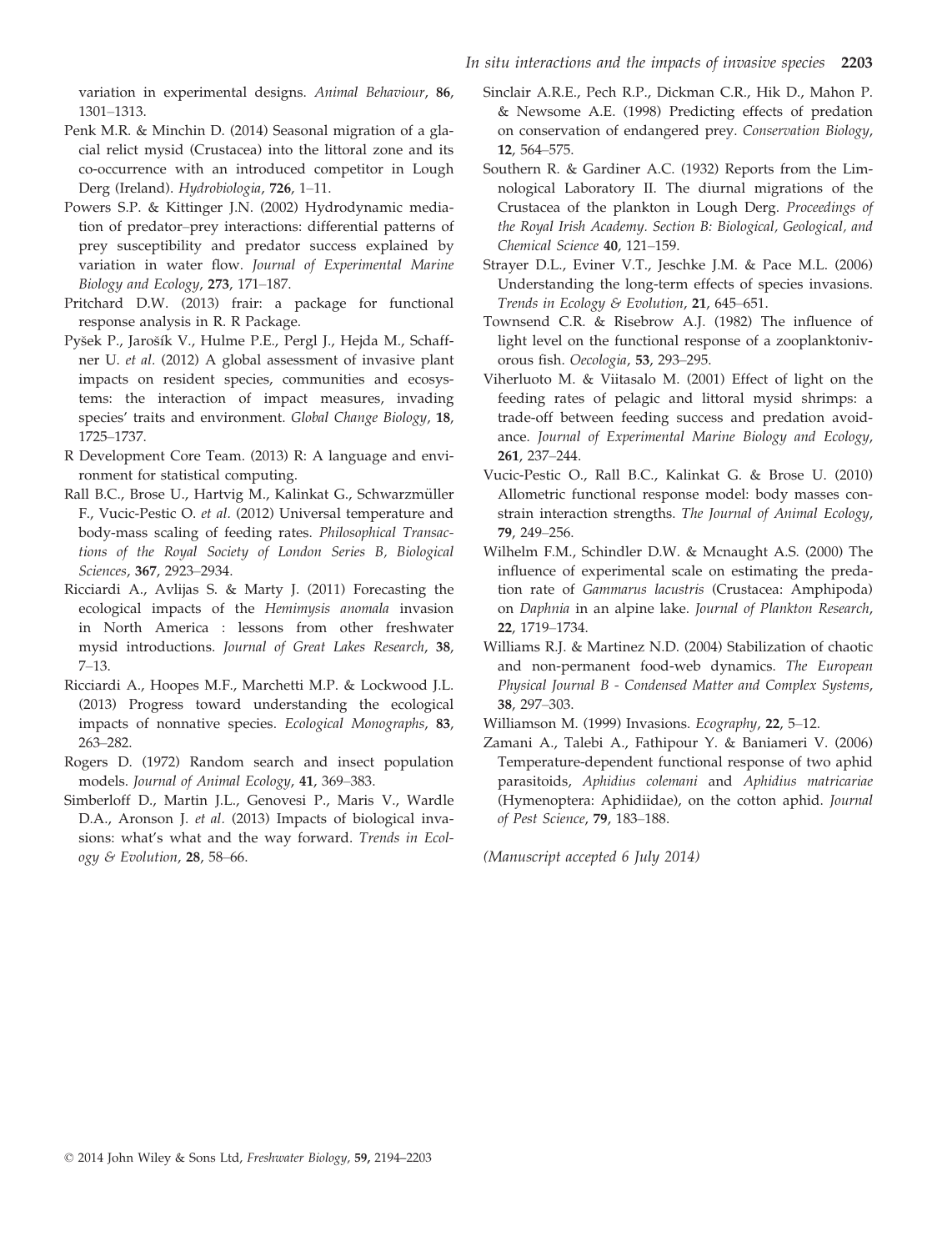variation in experimental designs. *Animal Behaviour*, **86**, 1301–1313.

Penk M.R. & Minchin D. (2014) Seasonal migration of a glacial relict mysid (Crustacea) into the littoral zone and its co-occurrence with an introduced competitor in Lough Derg (Ireland). *Hydrobiologia*, **726**, 1–11.

Powers S.P. & Kittinger J.N. (2002) Hydrodynamic mediation of predator–prey interactions: differential patterns of prey susceptibility and predator success explained by variation in water flow. *Journal of Experimental Marine Biology and Ecology*, **273**, 171–187.

Pritchard D.W. (2013) frair: a package for functional response analysis in R. R Package.

Pyšek P., Jarošík V., Hulme P.E., Pergl J., Hejda M., Schaffner U. *et al.* (2012) A global assessment of invasive plant impacts on resident species, communities and ecosystems: the interaction of impact measures, invading species' traits and environment. *Global Change Biology*, **18**, 1725–1737.

R Development Core Team. (2013) R: A language and environment for statistical computing.

Rall B.C., Brose U., Hartvig M., Kalinkat G., Schwarzmüller F., Vucic-Pestic O. *et al.* (2012) Universal temperature and body-mass scaling of feeding rates. *Philosophical Transactions of the Royal Society of London Series B, Biological Sciences*, **367**, 2923–2934.

Ricciardi A., Avlijas S. & Marty J. (2011) Forecasting the ecological impacts of the *Hemimysis anomala* invasion in North America : lessons from other freshwater mysid introductions. *Journal of Great Lakes Research*, **38**, 7–13.

Ricciardi A., Hoopes M.F., Marchetti M.P. & Lockwood J.L. (2013) Progress toward understanding the ecological impacts of nonnative species. *Ecological Monographs*, **83**, 263–282.

Rogers D. (1972) Random search and insect population models. *Journal of Animal Ecology*, **41**, 369–383.

Simberloff D., Martin J.L., Genovesi P., Maris V., Wardle D.A., Aronson J. *et al.* (2013) Impacts of biological invasions: what's what and the way forward. *Trends in Ecology & Evolution*, **28**, 58–66.

Sinclair A.R.E., Pech R.P., Dickman C.R., Hik D., Mahon P. & Newsome A.E. (1998) Predicting effects of predation on conservation of endangered prey. *Conservation Biology*, **12**, 564–575.

Southern R. & Gardiner A.C. (1932) Reports from the Limnological Laboratory II. The diurnal migrations of the Crustacea of the plankton in Lough Derg. *Proceedings of the Royal Irish Academy. Section B: Biological, Geological, and Chemical Science* **40**, 121–159.

Strayer D.L., Eviner V.T., Jeschke J.M. & Pace M.L. (2006) Understanding the long-term effects of species invasions. *Trends in Ecology & Evolution*, **21**, 645–651.

Townsend C.R. & Risebrow A.J. (1982) The influence of light level on the functional response of a zooplanktonivorous fish. *Oecologia*, **53**, 293–295.

Viherluoto M. & Viitasalo M. (2001) Effect of light on the feeding rates of pelagic and littoral mysid shrimps: a trade-off between feeding success and predation avoidance. *Journal of Experimental Marine Biology and Ecology*, **261**, 237–244.

Vucic-Pestic O., Rall B.C., Kalinkat G. & Brose U. (2010) Allometric functional response model: body masses constrain interaction strengths. *The Journal of Animal Ecology*, **79**, 249–256.

Wilhelm F.M., Schindler D.W. & Mcnaught A.S. (2000) The influence of experimental scale on estimating the predation rate of *Gammarus lacustris* (Crustacea: Amphipoda) on *Daphnia* in an alpine lake. *Journal of Plankton Research*, **22**, 1719–1734.

Williams R.J. & Martinez N.D. (2004) Stabilization of chaotic and non-permanent food-web dynamics. *The European Physical Journal B - Condensed Matter and Complex Systems*, **38**, 297–303.

Williamson M. (1999) Invasions. *Ecography*, **22**, 5–12.

Zamani A., Talebi A., Fathipour Y. & Baniameri V. (2006) Temperature-dependent functional response of two aphid parasitoids, *Aphidius colemani* and *Aphidius matricariae* (Hymenoptera: Aphidiidae), on the cotton aphid. *Journal of Pest Science*, **79**, 183–188.

*(Manuscript accepted 6 July 2014)*